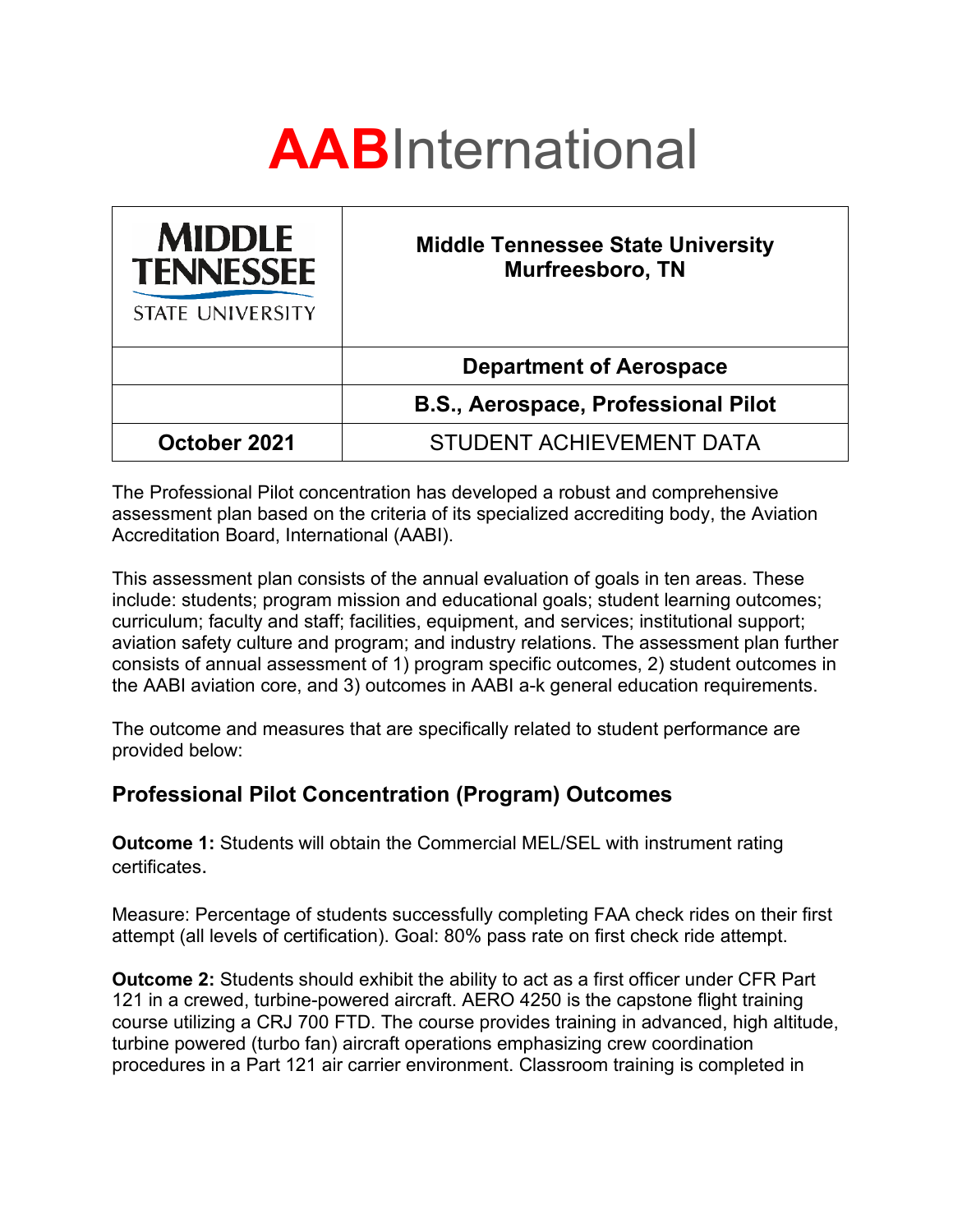# AABInternational

| MIDDLE TENNESSEE STATE UNIVERSITY | Middle Tennessee State University<br>Murfreesboro, TN |
|---|---|
| | **Department of Aerospace** |
| | **B.S., Aerospace, Professional Pilot** |
| **October 2021** | STUDENT ACHIEVEMENT DATA |

The Professional Pilot concentration has developed a robust and comprehensive assessment plan based on the criteria of its specialized accrediting body, the Aviation Accreditation Board, International (AABI).

This assessment plan consists of the annual evaluation of goals in ten areas. These include: students; program mission and educational goals; student learning outcomes; curriculum; faculty and staff; facilities, equipment, and services; institutional support; aviation safety culture and program; and industry relations. The assessment plan further consists of annual assessment of 1) program specific outcomes, 2) student outcomes in the AABI aviation core, and 3) outcomes in AABI a-k general education requirements.

The outcome and measures that are specifically related to student performance are provided below:

## Professional Pilot Concentration (Program) Outcomes

**Outcome 1:** Students will obtain the Commercial MEL/SEL with instrument rating certificates.

Measure: Percentage of students successfully completing FAA check rides on their first attempt (all levels of certification). Goal: 80% pass rate on first check ride attempt.

**Outcome 2:** Students should exhibit the ability to act as a first officer under CFR Part 121 in a crewed, turbine-powered aircraft. AERO 4250 is the capstone flight training course utilizing a CRJ 700 FTD. The course provides training in advanced, high altitude, turbine powered (turbo fan) aircraft operations emphasizing crew coordination procedures in a Part 121 air carrier environment. Classroom training is completed in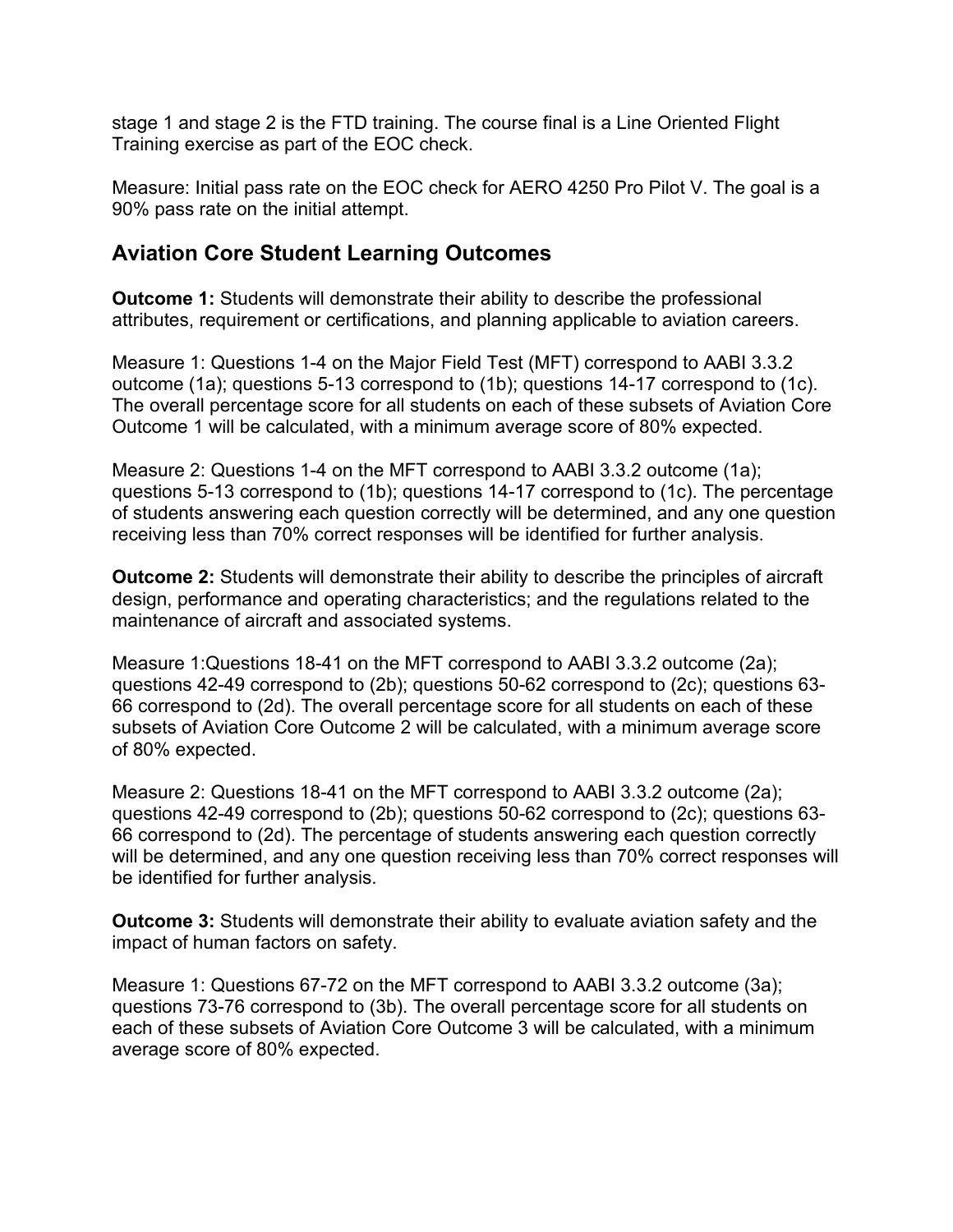stage 1 and stage 2 is the FTD training. The course final is a Line Oriented Flight Training exercise as part of the EOC check.

Measure: Initial pass rate on the EOC check for AERO 4250 Pro Pilot V. The goal is a 90% pass rate on the initial attempt.

## Aviation Core Student Learning Outcomes

**Outcome 1:** Students will demonstrate their ability to describe the professional attributes, requirement or certifications, and planning applicable to aviation careers.

Measure 1: Questions 1-4 on the Major Field Test (MFT) correspond to AABI 3.3.2 outcome (1a); questions 5-13 correspond to (1b); questions 14-17 correspond to (1c). The overall percentage score for all students on each of these subsets of Aviation Core Outcome 1 will be calculated, with a minimum average score of 80% expected.

Measure 2: Questions 1-4 on the MFT correspond to AABI 3.3.2 outcome (1a); questions 5-13 correspond to (1b); questions 14-17 correspond to (1c). The percentage of students answering each question correctly will be determined, and any one question receiving less than 70% correct responses will be identified for further analysis.

**Outcome 2:** Students will demonstrate their ability to describe the principles of aircraft design, performance and operating characteristics; and the regulations related to the maintenance of aircraft and associated systems.

Measure 1:Questions 18-41 on the MFT correspond to AABI 3.3.2 outcome (2a); questions 42-49 correspond to (2b); questions 50-62 correspond to (2c); questions 63-66 correspond to (2d). The overall percentage score for all students on each of these subsets of Aviation Core Outcome 2 will be calculated, with a minimum average score of 80% expected.

Measure 2: Questions 18-41 on the MFT correspond to AABI 3.3.2 outcome (2a); questions 42-49 correspond to (2b); questions 50-62 correspond to (2c); questions 63-66 correspond to (2d). The percentage of students answering each question correctly will be determined, and any one question receiving less than 70% correct responses will be identified for further analysis.

**Outcome 3:** Students will demonstrate their ability to evaluate aviation safety and the impact of human factors on safety.

Measure 1: Questions 67-72 on the MFT correspond to AABI 3.3.2 outcome (3a); questions 73-76 correspond to (3b). The overall percentage score for all students on each of these subsets of Aviation Core Outcome 3 will be calculated, with a minimum average score of 80% expected.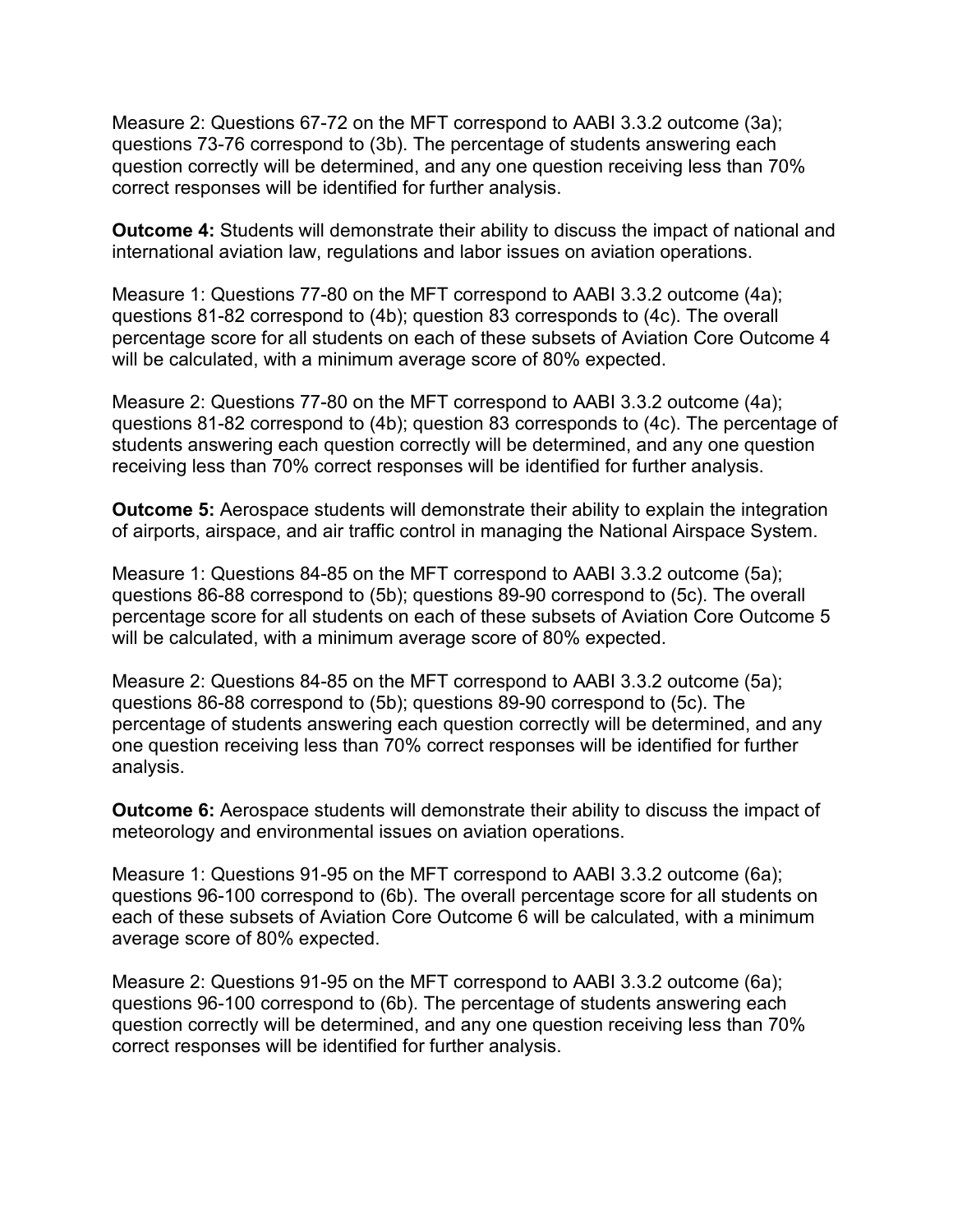Measure 2: Questions 67-72 on the MFT correspond to AABI 3.3.2 outcome (3a); questions 73-76 correspond to (3b). The percentage of students answering each question correctly will be determined, and any one question receiving less than 70% correct responses will be identified for further analysis.

**Outcome 4:** Students will demonstrate their ability to discuss the impact of national and international aviation law, regulations and labor issues on aviation operations.

Measure 1: Questions 77-80 on the MFT correspond to AABI 3.3.2 outcome (4a); questions 81-82 correspond to (4b); question 83 corresponds to (4c). The overall percentage score for all students on each of these subsets of Aviation Core Outcome 4 will be calculated, with a minimum average score of 80% expected.

Measure 2: Questions 77-80 on the MFT correspond to AABI 3.3.2 outcome (4a); questions 81-82 correspond to (4b); question 83 corresponds to (4c). The percentage of students answering each question correctly will be determined, and any one question receiving less than 70% correct responses will be identified for further analysis.

**Outcome 5:** Aerospace students will demonstrate their ability to explain the integration of airports, airspace, and air traffic control in managing the National Airspace System.

Measure 1: Questions 84-85 on the MFT correspond to AABI 3.3.2 outcome (5a); questions 86-88 correspond to (5b); questions 89-90 correspond to (5c). The overall percentage score for all students on each of these subsets of Aviation Core Outcome 5 will be calculated, with a minimum average score of 80% expected.

Measure 2: Questions 84-85 on the MFT correspond to AABI 3.3.2 outcome (5a); questions 86-88 correspond to (5b); questions 89-90 correspond to (5c). The percentage of students answering each question correctly will be determined, and any one question receiving less than 70% correct responses will be identified for further analysis.

**Outcome 6:** Aerospace students will demonstrate their ability to discuss the impact of meteorology and environmental issues on aviation operations.

Measure 1: Questions 91-95 on the MFT correspond to AABI 3.3.2 outcome (6a); questions 96-100 correspond to (6b). The overall percentage score for all students on each of these subsets of Aviation Core Outcome 6 will be calculated, with a minimum average score of 80% expected.

Measure 2: Questions 91-95 on the MFT correspond to AABI 3.3.2 outcome (6a); questions 96-100 correspond to (6b). The percentage of students answering each question correctly will be determined, and any one question receiving less than 70% correct responses will be identified for further analysis.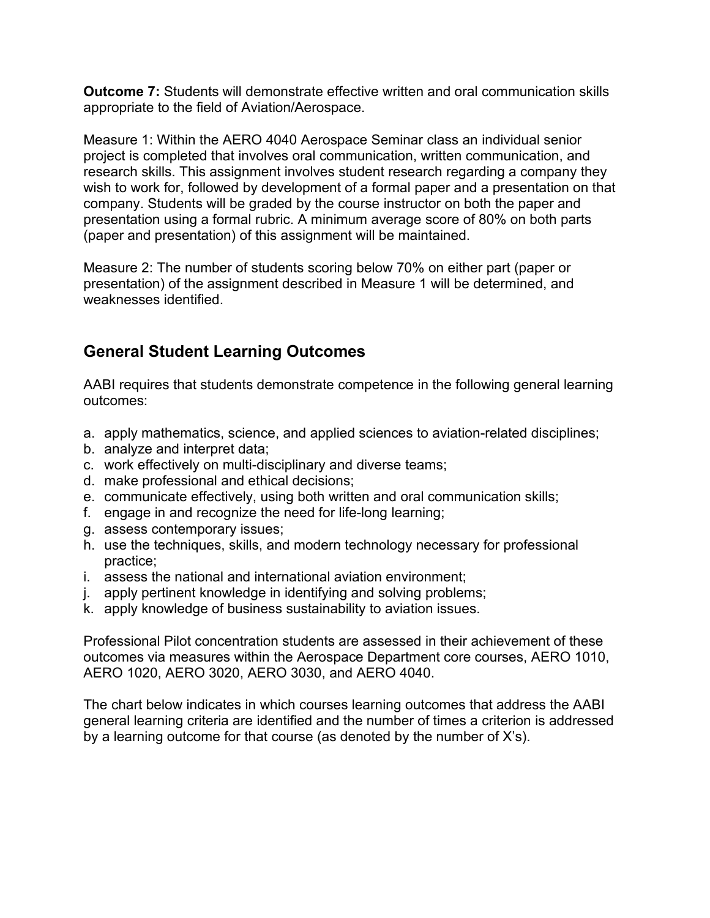**Outcome 7:** Students will demonstrate effective written and oral communication skills appropriate to the field of Aviation/Aerospace.

Measure 1: Within the AERO 4040 Aerospace Seminar class an individual senior project is completed that involves oral communication, written communication, and research skills. This assignment involves student research regarding a company they wish to work for, followed by development of a formal paper and a presentation on that company. Students will be graded by the course instructor on both the paper and presentation using a formal rubric. A minimum average score of 80% on both parts (paper and presentation) of this assignment will be maintained.

Measure 2: The number of students scoring below 70% on either part (paper or presentation) of the assignment described in Measure 1 will be determined, and weaknesses identified.

## General Student Learning Outcomes

AABI requires that students demonstrate competence in the following general learning outcomes:

a. apply mathematics, science, and applied sciences to aviation-related disciplines;
b. analyze and interpret data;
c. work effectively on multi-disciplinary and diverse teams;
d. make professional and ethical decisions;
e. communicate effectively, using both written and oral communication skills;
f. engage in and recognize the need for life-long learning;
g. assess contemporary issues;
h. use the techniques, skills, and modern technology necessary for professional practice;
i. assess the national and international aviation environment;
j. apply pertinent knowledge in identifying and solving problems;
k. apply knowledge of business sustainability to aviation issues.

Professional Pilot concentration students are assessed in their achievement of these outcomes via measures within the Aerospace Department core courses, AERO 1010, AERO 1020, AERO 3020, AERO 3030, and AERO 4040.

The chart below indicates in which courses learning outcomes that address the AABI general learning criteria are identified and the number of times a criterion is addressed by a learning outcome for that course (as denoted by the number of X's).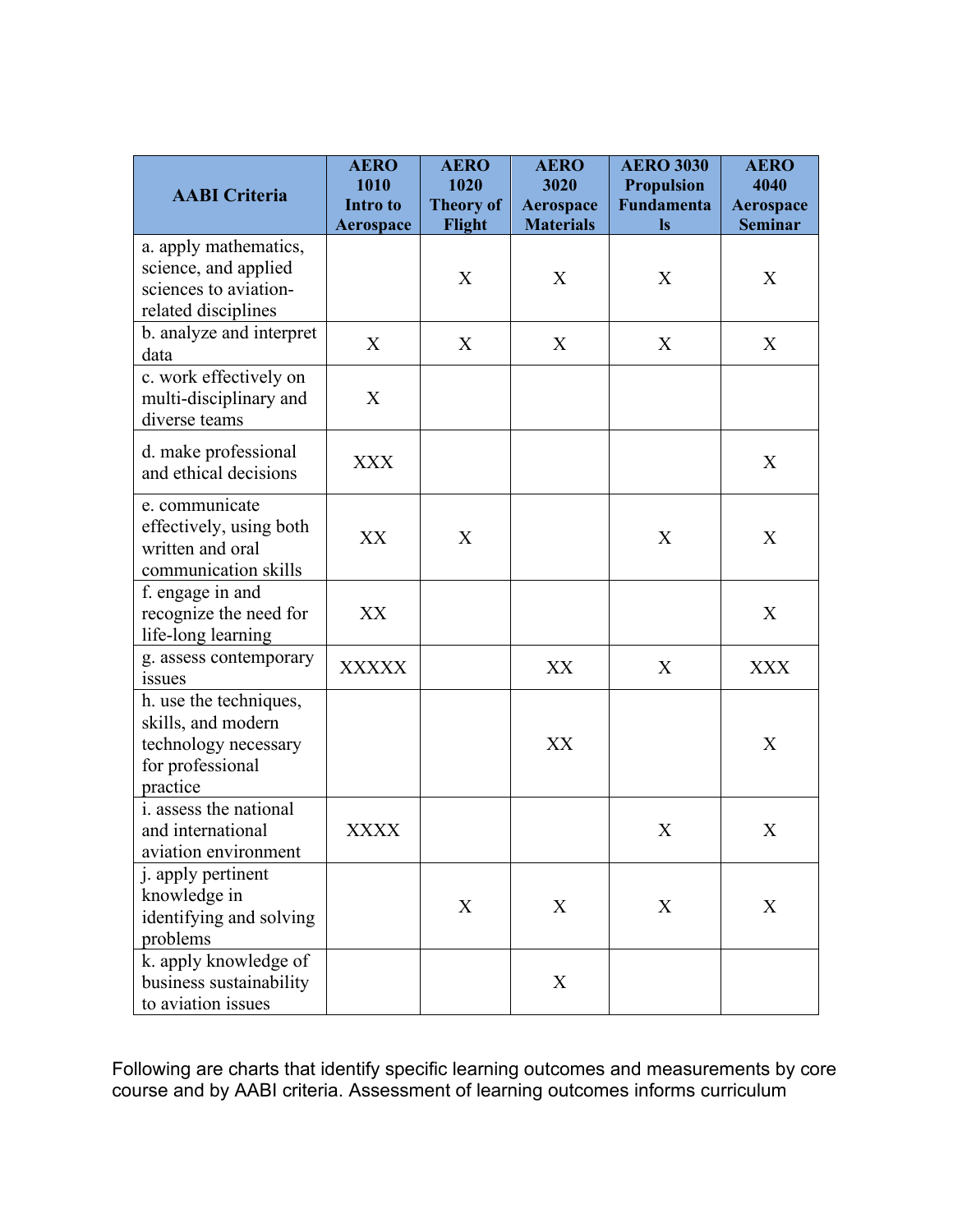| AABI Criteria | AERO 1010 Intro to Aerospace | AERO 1020 Theory of Flight | AERO 3020 Aerospace Materials | AERO 3030 Propulsion Fundamentals | AERO 4040 Aerospace Seminar |
|---|---|---|---|---|---|
| a. apply mathematics, science, and applied sciences to aviation-related disciplines | | X | X | X | X |
| b. analyze and interpret data | X | X | X | X | X |
| c. work effectively on multi-disciplinary and diverse teams | X | | | | |
| d. make professional and ethical decisions | XXX | | | | X |
| e. communicate effectively, using both written and oral communication skills | XX | X | | X | X |
| f. engage in and recognize the need for life-long learning | XX | | | | X |
| g. assess contemporary issues | XXXXX | | XX | X | XXX |
| h. use the techniques, skills, and modern technology necessary for professional practice | | | XX | | X |
| i. assess the national and international aviation environment | XXXX | | | X | X |
| j. apply pertinent knowledge in identifying and solving problems | | X | X | X | X |
| k. apply knowledge of business sustainability to aviation issues | | | X | | |

Following are charts that identify specific learning outcomes and measurements by core course and by AABI criteria. Assessment of learning outcomes informs curriculum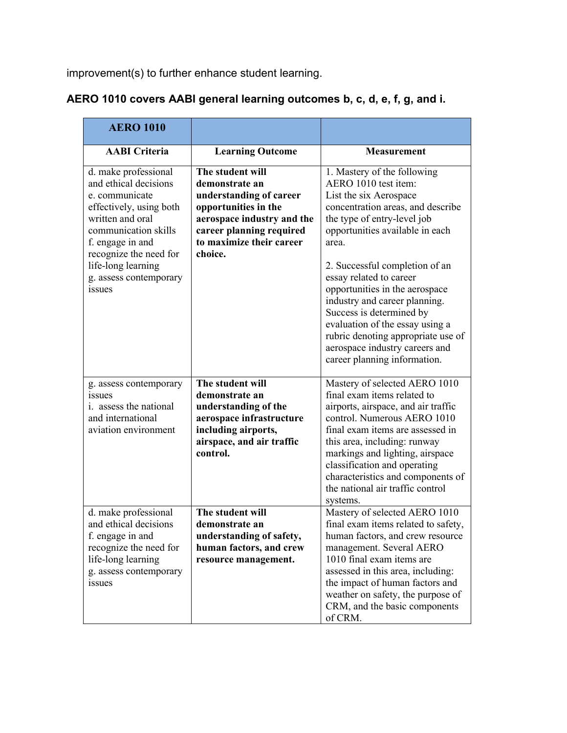improvement(s) to further enhance student learning.

**AERO 1010 covers AABI general learning outcomes b, c, d, e, f, g, and i.**

| **AERO 1010** | | |
|---|---|---|
| **AABI Criteria** | **Learning Outcome** | **Measurement** |
| d. make professional and ethical decisions<br>e. communicate effectively, using both written and oral communication skills<br>f. engage in and recognize the need for life-long learning<br>g. assess contemporary issues | **The student will demonstrate an understanding of career opportunities in the aerospace industry and the career planning required to maximize their career choice.** | 1. Mastery of the following AERO 1010 test item:<br>List the six Aerospace concentration areas, and describe the type of entry-level job opportunities available in each area.<br><br>2. Successful completion of an essay related to career opportunities in the aerospace industry and career planning. Success is determined by evaluation of the essay using a rubric denoting appropriate use of aerospace industry careers and career planning information. |
| g. assess contemporary issues<br>i. assess the national and international aviation environment | **The student will demonstrate an understanding of the aerospace infrastructure including airports, airspace, and air traffic control.** | Mastery of selected AERO 1010 final exam items related to airports, airspace, and air traffic control. Numerous AERO 1010 final exam items are assessed in this area, including: runway markings and lighting, airspace classification and operating characteristics and components of the national air traffic control systems. |
| d. make professional and ethical decisions<br>f. engage in and recognize the need for life-long learning<br>g. assess contemporary issues | **The student will demonstrate an understanding of safety, human factors, and crew resource management.** | Mastery of selected AERO 1010 final exam items related to safety, human factors, and crew resource management. Several AERO 1010 final exam items are assessed in this area, including: the impact of human factors and weather on safety, the purpose of CRM, and the basic components of CRM. |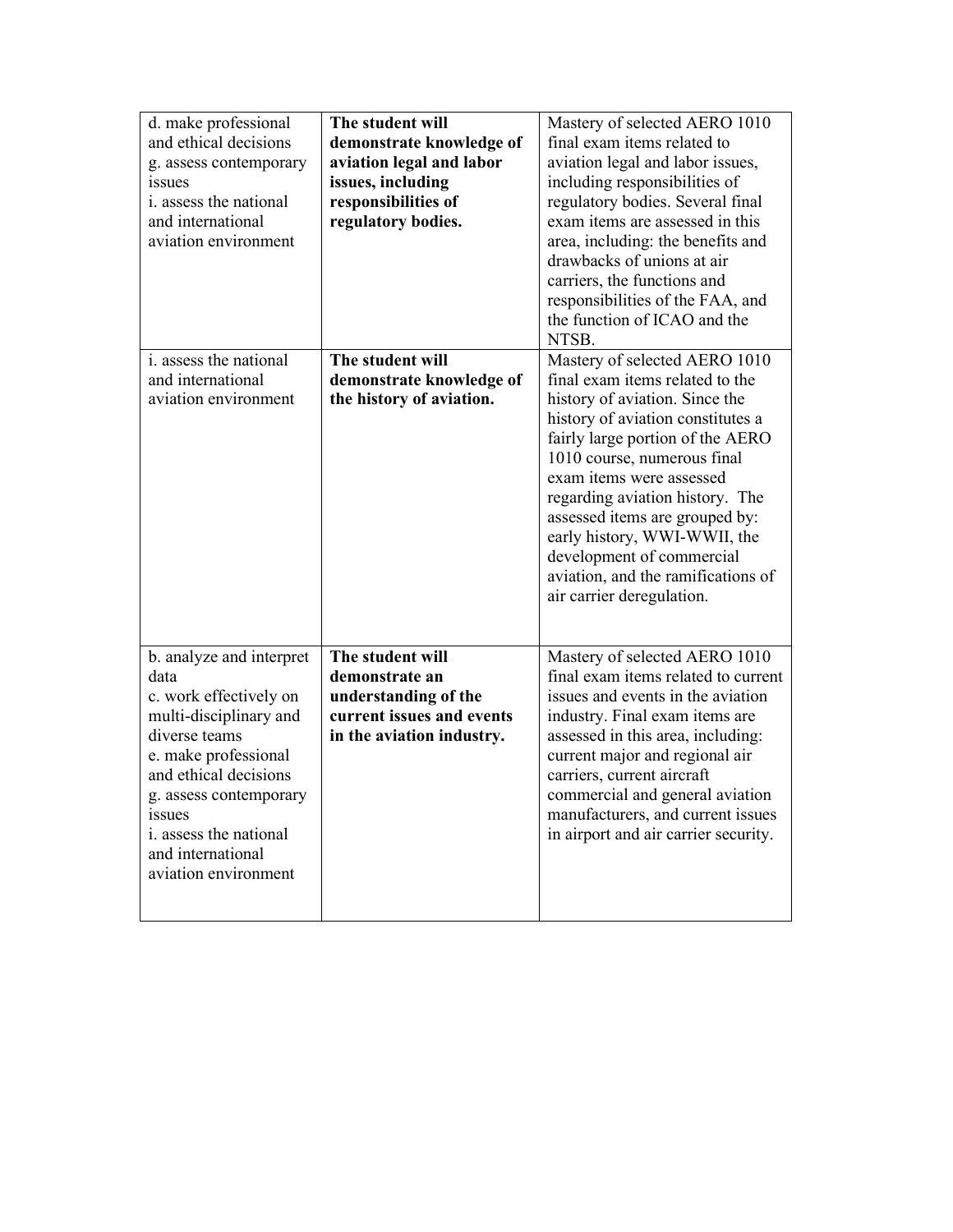| | | |
|---|---|---|
| d. make professional and ethical decisions<br>g. assess contemporary issues<br>i. assess the national and international aviation environment | **The student will demonstrate knowledge of aviation legal and labor issues, including responsibilities of regulatory bodies.** | Mastery of selected AERO 1010 final exam items related to aviation legal and labor issues, including responsibilities of regulatory bodies. Several final exam items are assessed in this area, including: the benefits and drawbacks of unions at air carriers, the functions and responsibilities of the FAA, and the function of ICAO and the NTSB. |
| i. assess the national and international aviation environment | **The student will demonstrate knowledge of the history of aviation.** | Mastery of selected AERO 1010 final exam items related to the history of aviation. Since the history of aviation constitutes a fairly large portion of the AERO 1010 course, numerous final exam items were assessed regarding aviation history. The assessed items are grouped by: early history, WWI-WWII, the development of commercial aviation, and the ramifications of air carrier deregulation. |
| b. analyze and interpret data<br>c. work effectively on multi-disciplinary and diverse teams<br>e. make professional and ethical decisions<br>g. assess contemporary issues<br>i. assess the national and international aviation environment | **The student will demonstrate an understanding of the current issues and events in the aviation industry.** | Mastery of selected AERO 1010 final exam items related to current issues and events in the aviation industry. Final exam items are assessed in this area, including: current major and regional air carriers, current aircraft commercial and general aviation manufacturers, and current issues in airport and air carrier security. |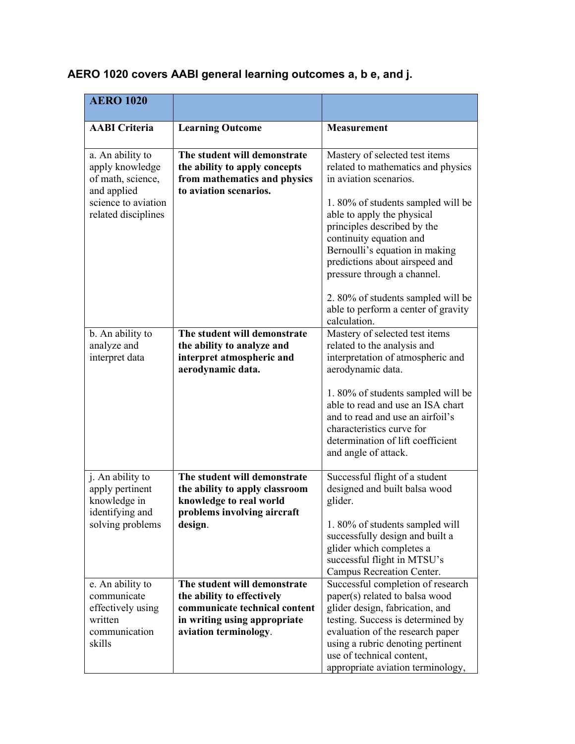### AERO 1020 covers AABI general learning outcomes a, b e, and j.

| **AERO 1020** | | |
|---|---|---|
| **AABI Criteria** | **Learning Outcome** | **Measurement** |
| a. An ability to apply knowledge of math, science, and applied science to aviation related disciplines | **The student will demonstrate the ability to apply concepts from mathematics and physics to aviation scenarios.** | Mastery of selected test items related to mathematics and physics in aviation scenarios.<br><br>1. 80% of students sampled will be able to apply the physical principles described by the continuity equation and Bernoulli's equation in making predictions about airspeed and pressure through a channel.<br><br>2. 80% of students sampled will be able to perform a center of gravity calculation. |
| b. An ability to analyze and interpret data | **The student will demonstrate the ability to analyze and interpret atmospheric and aerodynamic data.** | Mastery of selected test items related to the analysis and interpretation of atmospheric and aerodynamic data.<br><br>1. 80% of students sampled will be able to read and use an ISA chart and to read and use an airfoil's characteristics curve for determination of lift coefficient and angle of attack. |
| j. An ability to apply pertinent knowledge in identifying and solving problems | **The student will demonstrate the ability to apply classroom knowledge to real world problems involving aircraft design**. | Successful flight of a student designed and built balsa wood glider.<br><br>1. 80% of students sampled will successfully design and built a glider which completes a successful flight in MTSU's Campus Recreation Center. |
| e. An ability to communicate effectively using written communication skills | **The student will demonstrate the ability to effectively communicate technical content in writing using appropriate aviation terminology**. | Successful completion of research paper(s) related to balsa wood glider design, fabrication, and testing. Success is determined by evaluation of the research paper using a rubric denoting pertinent use of technical content, appropriate aviation terminology, |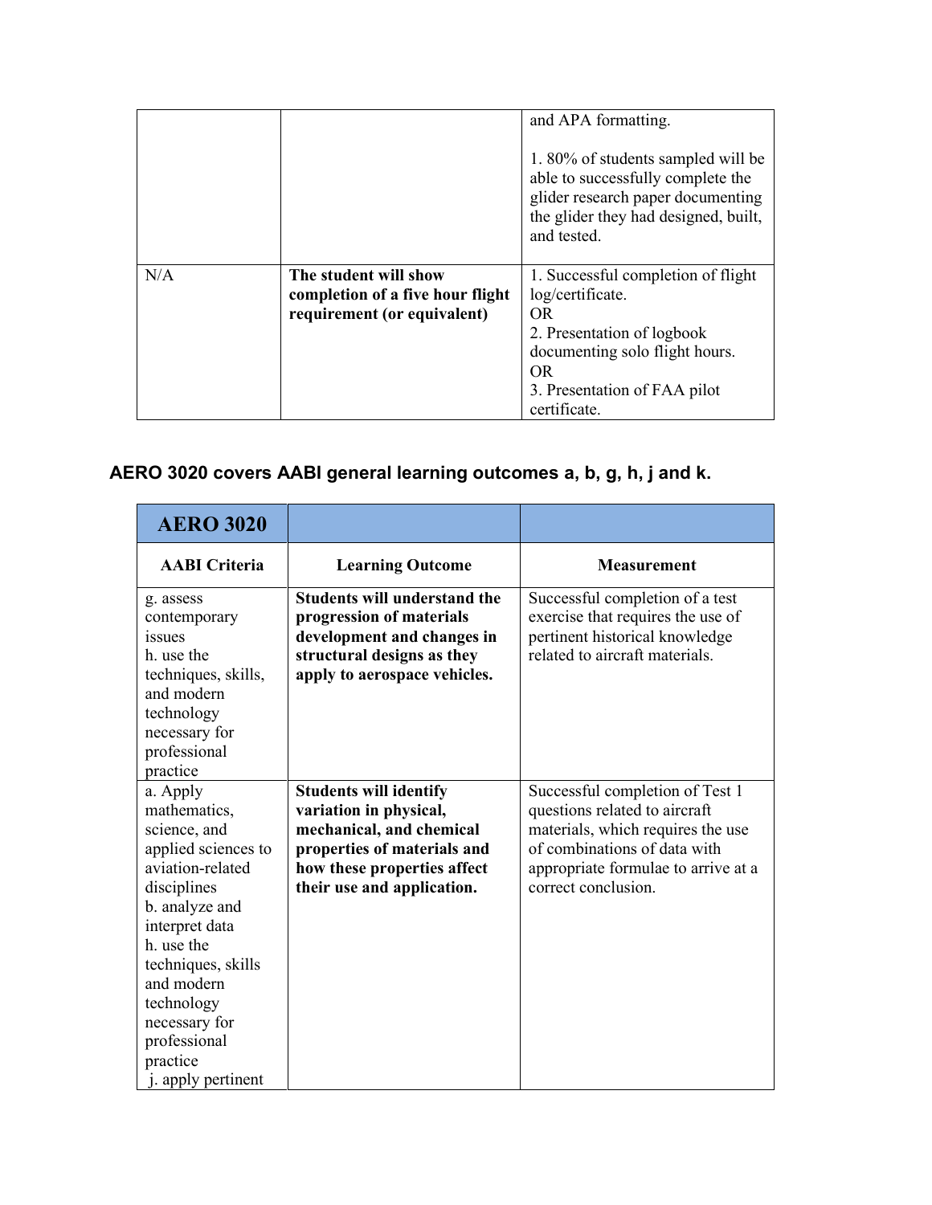| | | |
|---|---|---|
| | | and APA formatting.<br><br>1. 80% of students sampled will be able to successfully complete the glider research paper documenting the glider they had designed, built, and tested. |
| N/A | **The student will show completion of a five hour flight requirement (or equivalent)** | 1. Successful completion of flight log/certificate.<br>OR<br>2. Presentation of logbook documenting solo flight hours.<br>OR<br>3. Presentation of FAA pilot certificate. |

### AERO 3020 covers AABI general learning outcomes a, b, g, h, j and k.

| **AERO 3020** | | |
|---|---|---|
| **AABI Criteria** | **Learning Outcome** | **Measurement** |
| g. assess contemporary issues<br>h. use the techniques, skills, and modern technology necessary for professional practice | **Students will understand the progression of materials development and changes in structural designs as they apply to aerospace vehicles.** | Successful completion of a test exercise that requires the use of pertinent historical knowledge related to aircraft materials. |
| a. Apply mathematics, science, and applied sciences to aviation-related disciplines<br>b. analyze and interpret data<br>h. use the techniques, skills and modern technology necessary for professional practice<br>j. apply pertinent | **Students will identify variation in physical, mechanical, and chemical properties of materials and how these properties affect their use and application.** | Successful completion of Test 1 questions related to aircraft materials, which requires the use of combinations of data with appropriate formulae to arrive at a correct conclusion. |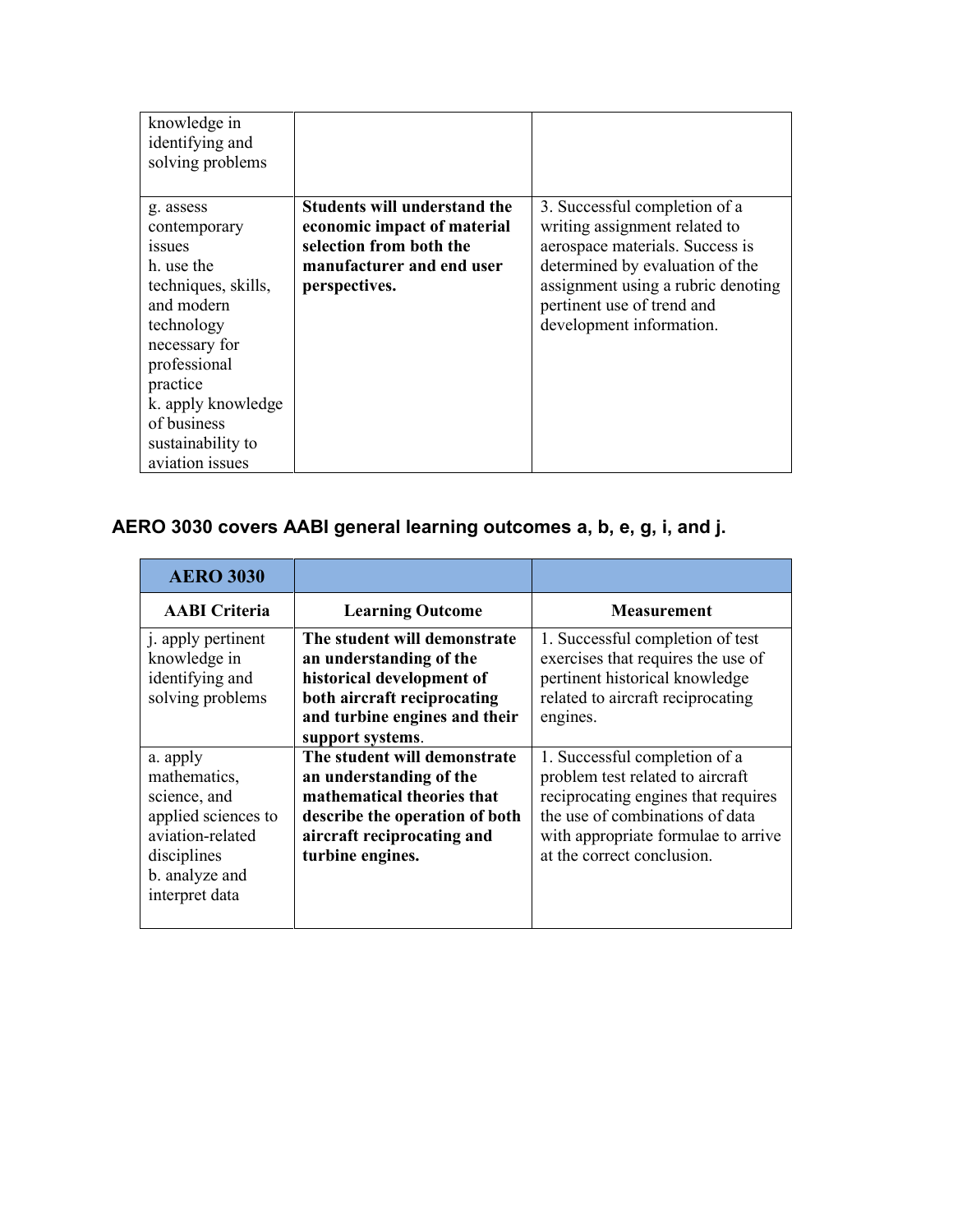| | | |
|---|---|---|
| knowledge in identifying and solving problems | | |
| g. assess contemporary issues<br>h. use the techniques, skills, and modern technology necessary for professional practice<br>k. apply knowledge of business sustainability to aviation issues | **Students will understand the economic impact of material selection from both the manufacturer and end user perspectives.** | 3. Successful completion of a writing assignment related to aerospace materials. Success is determined by evaluation of the assignment using a rubric denoting pertinent use of trend and development information. |

## AERO 3030 covers AABI general learning outcomes a, b, e, g, i, and j.

| AERO 3030 | | |
|---|---|---|
| **AABI Criteria** | **Learning Outcome** | **Measurement** |
| j. apply pertinent knowledge in identifying and solving problems | **The student will demonstrate an understanding of the historical development of both aircraft reciprocating and turbine engines and their support systems**. | 1. Successful completion of test exercises that requires the use of pertinent historical knowledge related to aircraft reciprocating engines. |
| a. apply mathematics, science, and applied sciences to aviation-related disciplines<br>b. analyze and interpret data | **The student will demonstrate an understanding of the mathematical theories that describe the operation of both aircraft reciprocating and turbine engines.** | 1. Successful completion of a problem test related to aircraft reciprocating engines that requires the use of combinations of data with appropriate formulae to arrive at the correct conclusion. |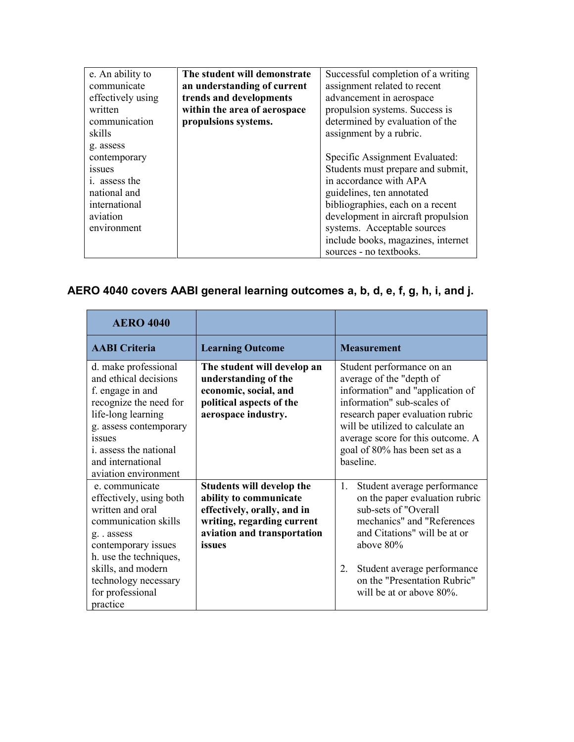| | | |
|---|---|---|
| e. An ability to communicate effectively using written communication skills<br>g. assess contemporary issues<br>i. assess the national and international aviation environment | **The student will demonstrate an understanding of current trends and developments within the area of aerospace propulsions systems.** | Successful completion of a writing assignment related to recent advancement in aerospace propulsion systems. Success is determined by evaluation of the assignment by a rubric.<br><br>Specific Assignment Evaluated: Students must prepare and submit, in accordance with APA guidelines, ten annotated bibliographies, each on a recent development in aircraft propulsion systems. Acceptable sources include books, magazines, internet sources - no textbooks. |

### AERO 4040 covers AABI general learning outcomes a, b, d, e, f, g, h, i, and j.

| AERO 4040 | | |
|---|---|---|
| **AABI Criteria** | **Learning Outcome** | **Measurement** |
| d. make professional and ethical decisions<br>f. engage in and recognize the need for life-long learning<br>g. assess contemporary issues<br>i. assess the national and international aviation environment | **The student will develop an understanding of the economic, social, and political aspects of the aerospace industry.** | Student performance on an average of the "depth of information" and "application of information" sub-scales of research paper evaluation rubric will be utilized to calculate an average score for this outcome. A goal of 80% has been set as a baseline. |
| e. communicate effectively, using both written and oral communication skills<br>g. . assess contemporary issues<br>h. use the techniques, skills, and modern technology necessary for professional practice | **Students will develop the ability to communicate effectively, orally, and in writing, regarding current aviation and transportation issues** | 1. Student average performance on the paper evaluation rubric sub-sets of "Overall mechanics" and "References and Citations" will be at or above 80%<br><br>2. Student average performance on the "Presentation Rubric" will be at or above 80%. |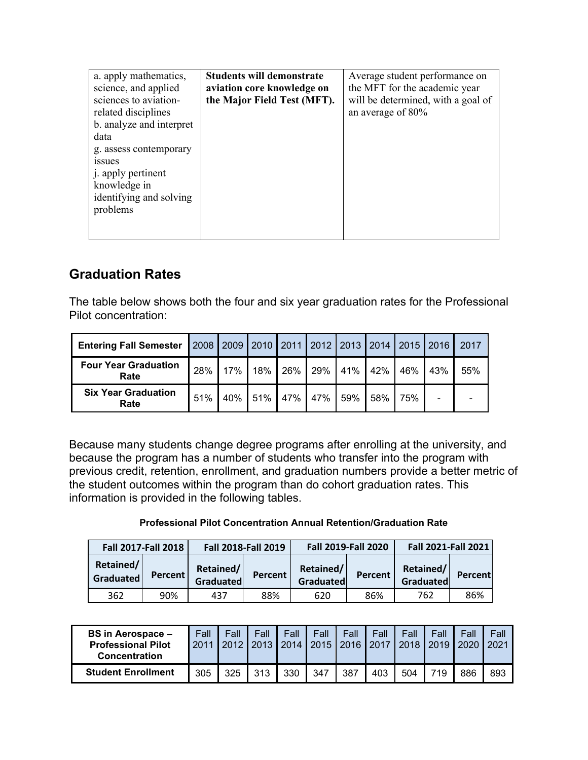| | | |
|---|---|---|
| a. apply mathematics, science, and applied sciences to aviation-related disciplines<br>b. analyze and interpret data<br>g. assess contemporary issues<br>j. apply pertinent knowledge in identifying and solving problems | **Students will demonstrate aviation core knowledge on the Major Field Test (MFT).** | Average student performance on the MFT for the academic year will be determined, with a goal of an average of 80% |

## Graduation Rates

The table below shows both the four and six year graduation rates for the Professional Pilot concentration:

| Entering Fall Semester | 2008 | 2009 | 2010 | 2011 | 2012 | 2013 | 2014 | 2015 | 2016 | 2017 |
|---|---|---|---|---|---|---|---|---|---|---|
| **Four Year Graduation Rate** | 28% | 17% | 18% | 26% | 29% | 41% | 42% | 46% | 43% | 55% |
| **Six Year Graduation Rate** | 51% | 40% | 51% | 47% | 47% | 59% | 58% | 75% | - | - |

Because many students change degree programs after enrolling at the university, and because the program has a number of students who transfer into the program with previous credit, retention, enrollment, and graduation numbers provide a better metric of the student outcomes within the program than do cohort graduation rates. This information is provided in the following tables.

**Professional Pilot Concentration Annual Retention/Graduation Rate**

| Fall 2017-Fall 2018 | | Fall 2018-Fall 2019 | | Fall 2019-Fall 2020 | | Fall 2021-Fall 2021 | |
|---|---|---|---|---|---|---|---|
| **Retained/ Graduated** | **Percent** | **Retained/ Graduated** | **Percent** | **Retained/ Graduated** | **Percent** | **Retained/ Graduated** | **Percent** |
| 362 | 90% | 437 | 88% | 620 | 86% | 762 | 86% |

| BS in Aerospace – Professional Pilot Concentration | Fall 2011 | Fall 2012 | Fall 2013 | Fall 2014 | Fall 2015 | Fall 2016 | Fall 2017 | Fall 2018 | Fall 2019 | Fall 2020 | Fall 2021 |
|---|---|---|---|---|---|---|---|---|---|---|---|
| **Student Enrollment** | 305 | 325 | 313 | 330 | 347 | 387 | 403 | 504 | 719 | 886 | 893 |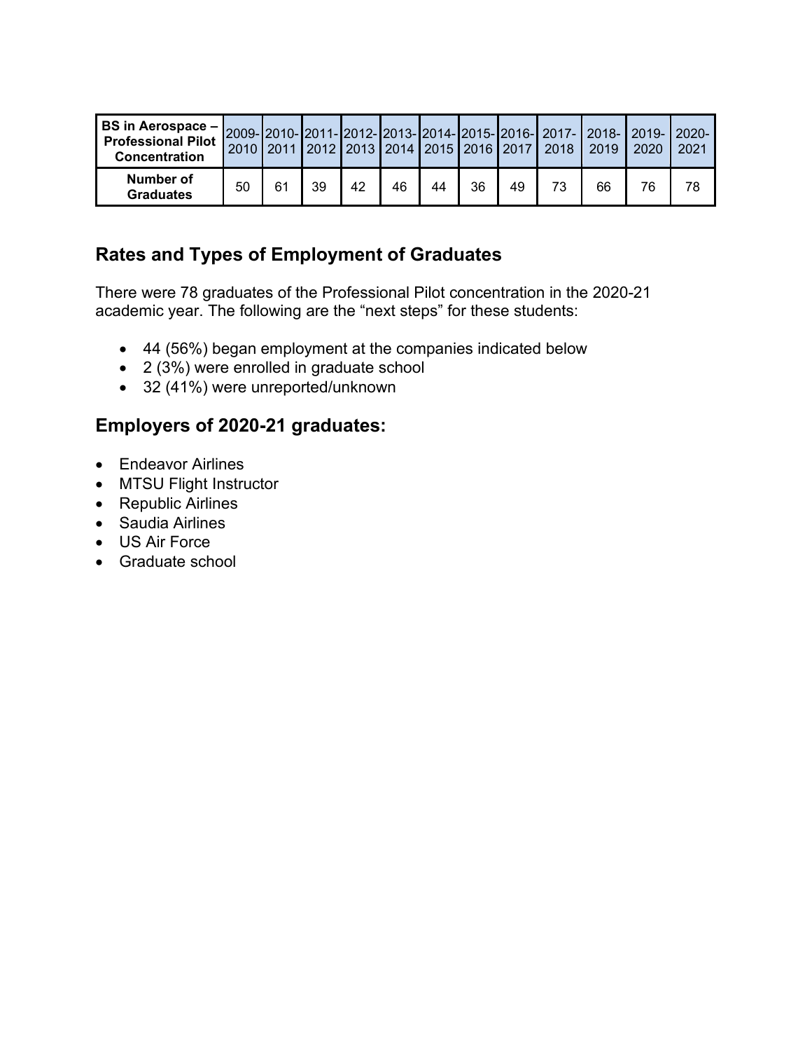| BS in Aerospace – Professional Pilot Concentration | 2009-2010 | 2010-2011 | 2011-2012 | 2012-2013 | 2013-2014 | 2014-2015 | 2015-2016 | 2016-2017 | 2017-2018 | 2018-2019 | 2019-2020 | 2020-2021 |
|---|---|---|---|---|---|---|---|---|---|---|---|---|
| Number of Graduates | 50 | 61 | 39 | 42 | 46 | 44 | 36 | 49 | 73 | 66 | 76 | 78 |

## Rates and Types of Employment of Graduates

There were 78 graduates of the Professional Pilot concentration in the 2020-21 academic year. The following are the "next steps" for these students:

- 44 (56%) began employment at the companies indicated below
- 2 (3%) were enrolled in graduate school
- 32 (41%) were unreported/unknown

## Employers of 2020-21 graduates:

- Endeavor Airlines
- MTSU Flight Instructor
- Republic Airlines
- Saudia Airlines
- US Air Force
- Graduate school